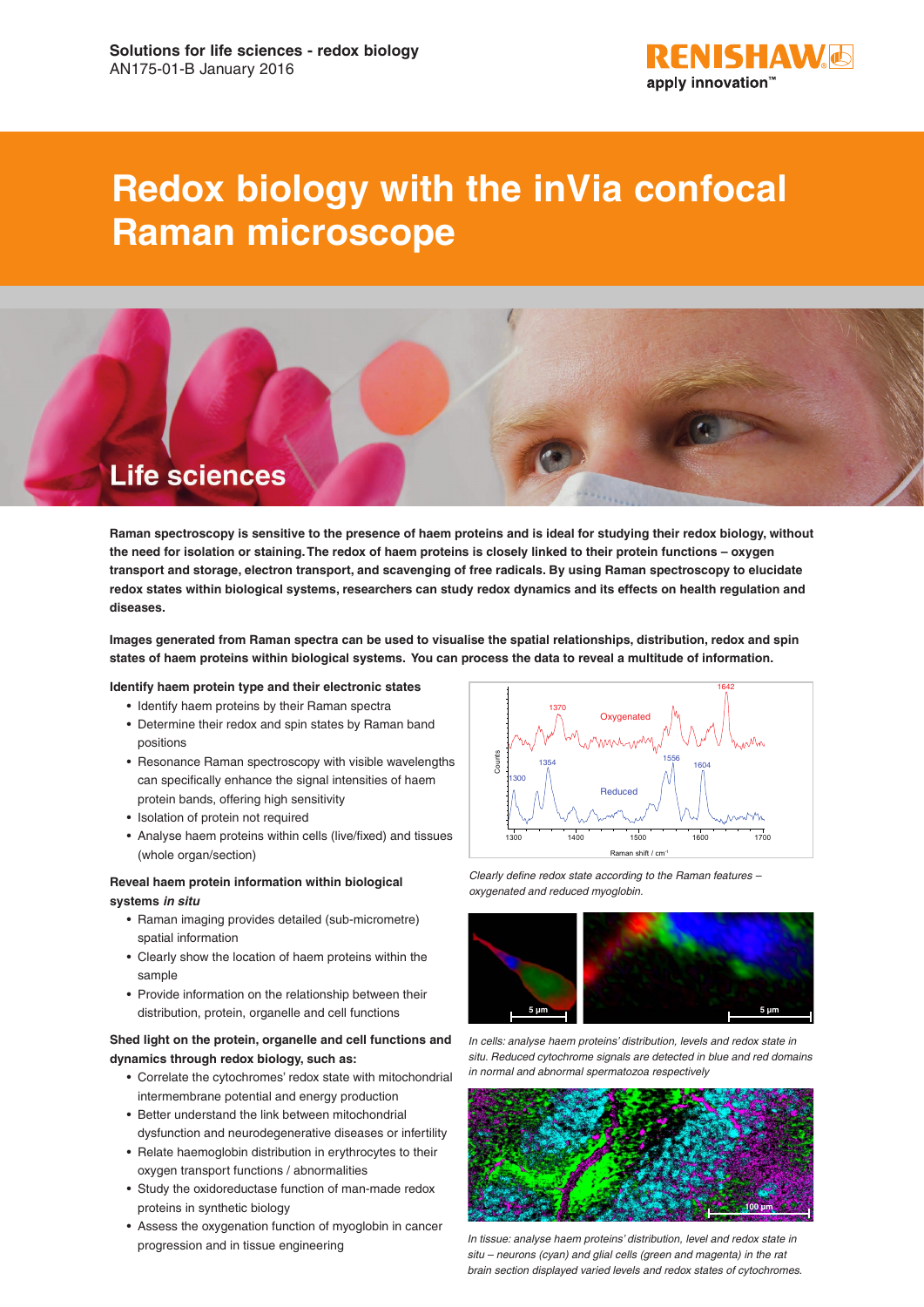Solutions for life sciences - redox biology
AN175-01-B January 2016

# Redox biology with the inVia confocal Raman microscope

## Life sciences

**Raman spectroscopy is sensitive to the presence of haem proteins and is ideal for studying their redox biology, without the need for isolation or staining. The redox of haem proteins is closely linked to their protein functions – oxygen transport and storage, electron transport, and scavenging of free radicals. By using Raman spectroscopy to elucidate redox states within biological systems, researchers can study redox dynamics and its effects on health regulation and diseases.**

**Images generated from Raman spectra can be used to visualise the spatial relationships, distribution, redox and spin states of haem proteins within biological systems. You can process the data to reveal a multitude of information.**

**Identify haem protein type and their electronic states**

- Identify haem proteins by their Raman spectra
- Determine their redox and spin states by Raman band positions
- Resonance Raman spectroscopy with visible wavelengths can specifically enhance the signal intensities of haem protein bands, offering high sensitivity
- Isolation of protein not required
- Analyse haem proteins within cells (live/fixed) and tissues (whole organ/section)

**Reveal haem protein information within biological systems *in situ***

- Raman imaging provides detailed (sub-micrometre) spatial information
- Clearly show the location of haem proteins within the sample
- Provide information on the relationship between their distribution, protein, organelle and cell functions

**Shed light on the protein, organelle and cell functions and dynamics through redox biology, such as:**

- Correlate the cytochromes' redox state with mitochondrial intermembrane potential and energy production
- Better understand the link between mitochondrial dysfunction and neurodegenerative diseases or infertility
- Relate haemoglobin distribution in erythrocytes to their oxygen transport functions / abnormalities
- Study the oxidoreductase function of man-made redox proteins in synthetic biology
- Assess the oxygenation function of myoglobin in cancer progression and in tissue engineering

*Clearly define redox state according to the Raman features – oxygenated and reduced myoglobin.*

*In cells: analyse haem proteins' distribution, levels and redox state in situ. Reduced cytochrome signals are detected in blue and red domains in normal and abnormal spermatozoa respectively*

*In tissue: analyse haem proteins' distribution, level and redox state in situ – neurons (cyan) and glial cells (green and magenta) in the rat brain section displayed varied levels and redox states of cytochromes.*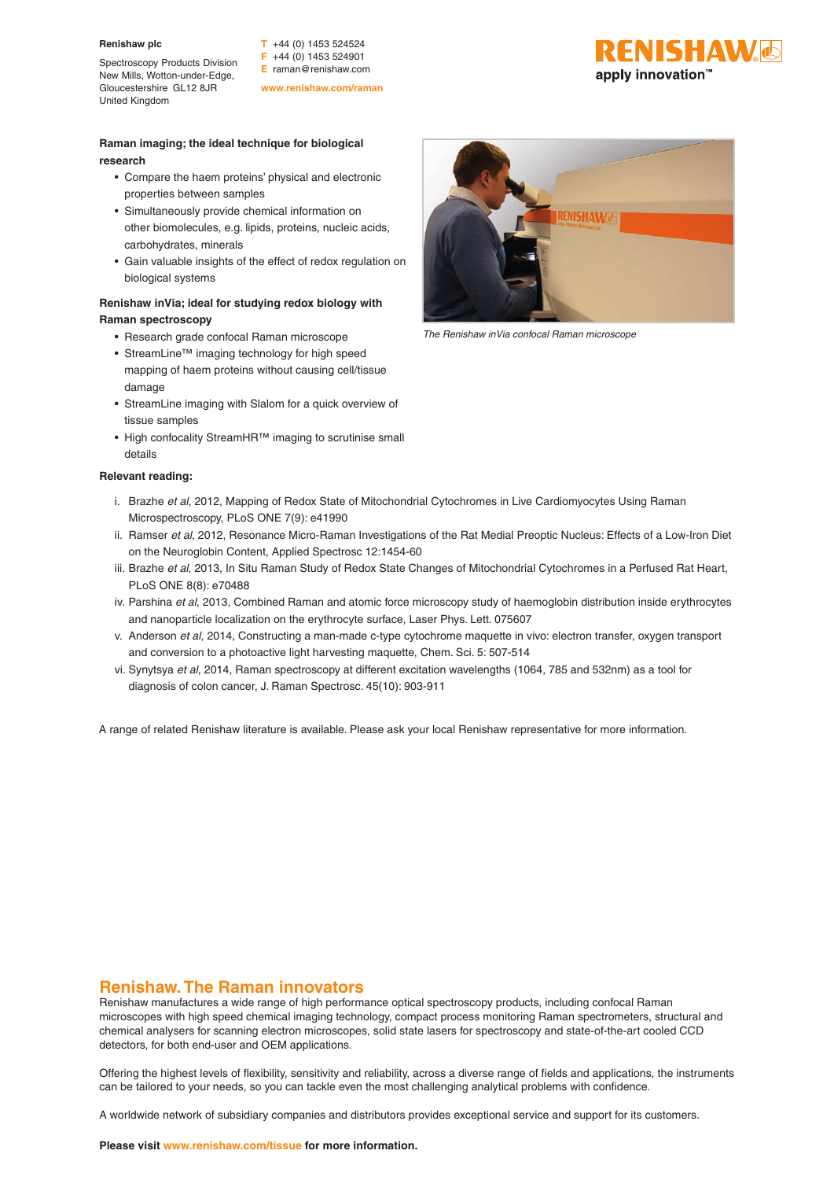**Renishaw plc**

Spectroscopy Products Division
New Mills, Wotton-under-Edge,
Gloucestershire GL12 8JR
United Kingdom

**T** +44 (0) 1453 524524
**F** +44 (0) 1453 524901
**E** raman@renishaw.com
**www.renishaw.com/raman**

**RENISHAW** apply innovation™

### Raman imaging; the ideal technique for biological research

- Compare the haem proteins' physical and electronic properties between samples
- Simultaneously provide chemical information on other biomolecules, e.g. lipids, proteins, nucleic acids, carbohydrates, minerals
- Gain valuable insights of the effect of redox regulation on biological systems

### Renishaw inVia; ideal for studying redox biology with Raman spectroscopy

- Research grade confocal Raman microscope
- StreamLine™ imaging technology for high speed mapping of haem proteins without causing cell/tissue damage
- StreamLine imaging with Slalom for a quick overview of tissue samples
- High confocality StreamHR™ imaging to scrutinise small details

*The Renishaw inVia confocal Raman microscope*

### Relevant reading:

i. Brazhe *et al*, 2012, Mapping of Redox State of Mitochondrial Cytochromes in Live Cardiomyocytes Using Raman Microspectroscopy, PLoS ONE 7(9): e41990
ii. Ramser *et al*, 2012, Resonance Micro-Raman Investigations of the Rat Medial Preoptic Nucleus: Effects of a Low-Iron Diet on the Neuroglobin Content, Applied Spectrosc 12:1454-60
iii. Brazhe *et al*, 2013, In Situ Raman Study of Redox State Changes of Mitochondrial Cytochromes in a Perfused Rat Heart, PLoS ONE 8(8): e70488
iv. Parshina *et al*, 2013, Combined Raman and atomic force microscopy study of haemoglobin distribution inside erythrocytes and nanoparticle localization on the erythrocyte surface, Laser Phys. Lett. 075607
v. Anderson *et al*, 2014, Constructing a man-made c-type cytochrome maquette in vivo: electron transfer, oxygen transport and conversion to a photoactive light harvesting maquette, Chem. Sci. 5: 507-514
vi. Synytsya *et al*, 2014, Raman spectroscopy at different excitation wavelengths (1064, 785 and 532nm) as a tool for diagnosis of colon cancer, J. Raman Spectrosc. 45(10): 903-911

A range of related Renishaw literature is available. Please ask your local Renishaw representative for more information.

## Renishaw. The Raman innovators

Renishaw manufactures a wide range of high performance optical spectroscopy products, including confocal Raman microscopes with high speed chemical imaging technology, compact process monitoring Raman spectrometers, structural and chemical analysers for scanning electron microscopes, solid state lasers for spectroscopy and state-of-the-art cooled CCD detectors, for both end-user and OEM applications.

Offering the highest levels of flexibility, sensitivity and reliability, across a diverse range of fields and applications, the instruments can be tailored to your needs, so you can tackle even the most challenging analytical problems with confidence.

A worldwide network of subsidiary companies and distributors provides exceptional service and support for its customers.

**Please visit www.renishaw.com/tissue for more information.**